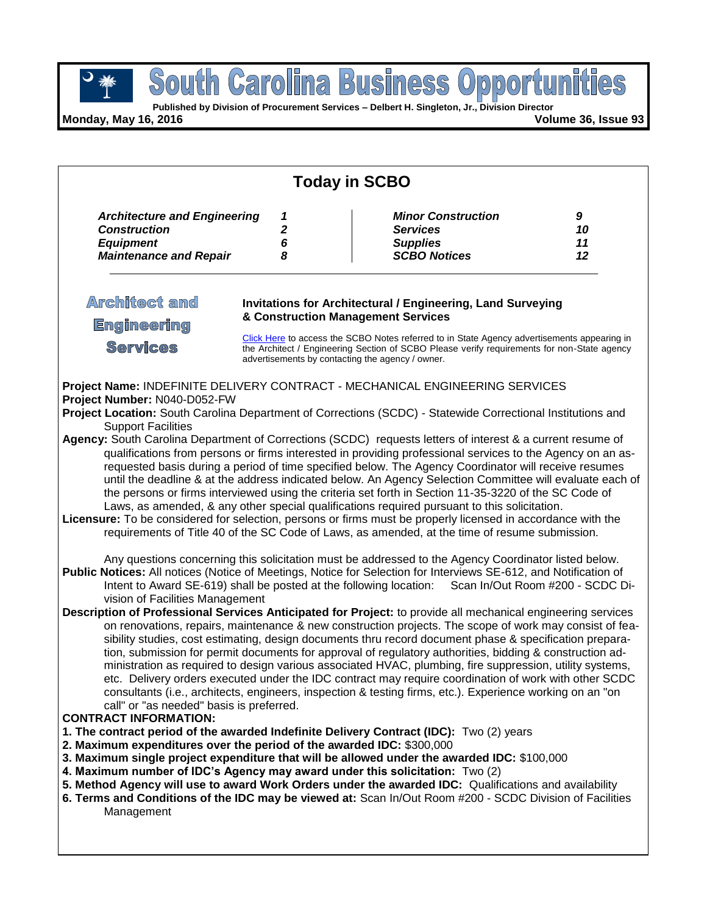# South Carolina Business Opportunities

**Published by Division of Procurement Services – Delbert H. Singleton, Jr., Division Director**

**Monday, May 16, 2016** **Volume 36, Issue 93**

## Today in SCBO

| | | | |
|---|---|---|---|
| ***Architecture and Engineering*** | ***1*** | ***Minor Construction*** | ***9*** |
| ***Construction*** | ***2*** | ***Services*** | ***10*** |
| ***Equipment*** | ***6*** | ***Supplies*** | ***11*** |
| ***Maintenance and Repair*** | ***8*** | ***SCBO Notices*** | ***12*** |

## Architect and Engineering Services

### Invitations for Architectural / Engineering, Land Surveying & Construction Management Services

Click Here to access the SCBO Notes referred to in State Agency advertisements appearing in the Architect / Engineering Section of SCBO Please verify requirements for non-State agency advertisements by contacting the agency / owner.

**Project Name:** INDEFINITE DELIVERY CONTRACT - MECHANICAL ENGINEERING SERVICES

**Project Number:** N040-D052-FW

**Project Location:** South Carolina Department of Corrections (SCDC) - Statewide Correctional Institutions and Support Facilities

**Agency:** South Carolina Department of Corrections (SCDC) requests letters of interest & a current resume of qualifications from persons or firms interested in providing professional services to the Agency on an as-requested basis during a period of time specified below. The Agency Coordinator will receive resumes until the deadline & at the address indicated below. An Agency Selection Committee will evaluate each of the persons or firms interviewed using the criteria set forth in Section 11-35-3220 of the SC Code of Laws, as amended, & any other special qualifications required pursuant to this solicitation.

**Licensure:** To be considered for selection, persons or firms must be properly licensed in accordance with the requirements of Title 40 of the SC Code of Laws, as amended, at the time of resume submission.

Any questions concerning this solicitation must be addressed to the Agency Coordinator listed below.

**Public Notices:** All notices (Notice of Meetings, Notice for Selection for Interviews SE-612, and Notification of Intent to Award SE-619) shall be posted at the following location: Scan In/Out Room #200 - SCDC Division of Facilities Management

**Description of Professional Services Anticipated for Project:** to provide all mechanical engineering services on renovations, repairs, maintenance & new construction projects. The scope of work may consist of feasibility studies, cost estimating, design documents thru record document phase & specification preparation, submission for permit documents for approval of regulatory authorities, bidding & construction administration as required to design various associated HVAC, plumbing, fire suppression, utility systems, etc. Delivery orders executed under the IDC contract may require coordination of work with other SCDC consultants (i.e., architects, engineers, inspection & testing firms, etc.). Experience working on an "on call" or "as needed" basis is preferred.

**CONTRACT INFORMATION:**

**1. The contract period of the awarded Indefinite Delivery Contract (IDC):** Two (2) years

**2. Maximum expenditures over the period of the awarded IDC:** $300,000

**3. Maximum single project expenditure that will be allowed under the awarded IDC:** $100,000

**4. Maximum number of IDC's Agency may award under this solicitation:** Two (2)

**5. Method Agency will use to award Work Orders under the awarded IDC:** Qualifications and availability

**6. Terms and Conditions of the IDC may be viewed at:** Scan In/Out Room #200 - SCDC Division of Facilities Management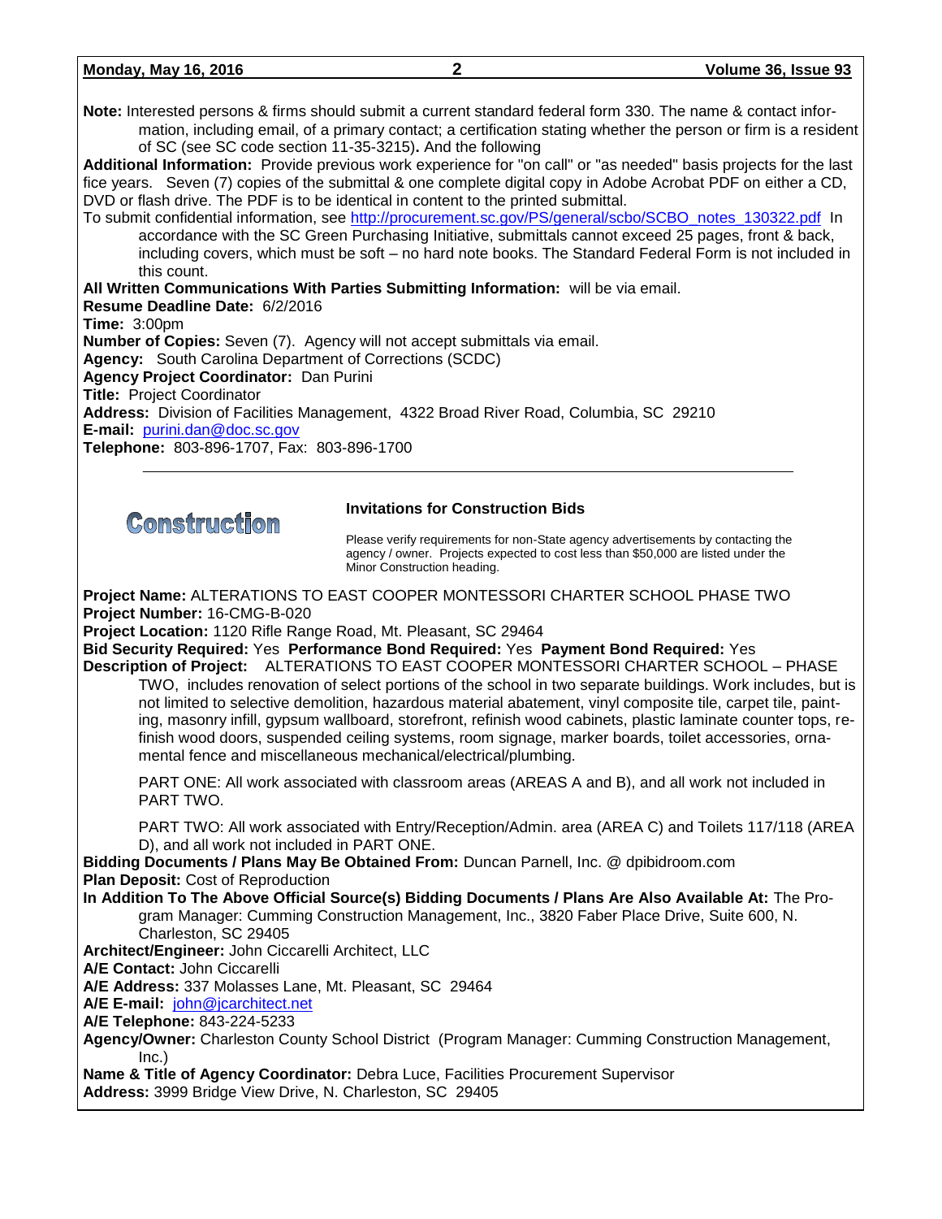**Note:** Interested persons & firms should submit a current standard federal form 330. The name & contact information, including email, of a primary contact; a certification stating whether the person or firm is a resident of SC (see SC code section 11-35-3215)**.** And the following

**Additional Information:** Provide previous work experience for "on call" or "as needed" basis projects for the last fice years. Seven (7) copies of the submittal & one complete digital copy in Adobe Acrobat PDF on either a CD, DVD or flash drive. The PDF is to be identical in content to the printed submittal.

To submit confidential information, see http://procurement.sc.gov/PS/general/scbo/SCBO_notes_130322.pdf In accordance with the SC Green Purchasing Initiative, submittals cannot exceed 25 pages, front & back, including covers, which must be soft – no hard note books. The Standard Federal Form is not included in this count.

**All Written Communications With Parties Submitting Information:** will be via email.

**Resume Deadline Date:** 6/2/2016

**Time:** 3:00pm

**Number of Copies:** Seven (7). Agency will not accept submittals via email.

**Agency:** South Carolina Department of Corrections (SCDC)

**Agency Project Coordinator:** Dan Purini

**Title:** Project Coordinator

**Address:** Division of Facilities Management, 4322 Broad River Road, Columbia, SC 29210

**E-mail:** purini.dan@doc.sc.gov

**Telephone:** 803-896-1707, Fax: 803-896-1700

---

# Construction

## Invitations for Construction Bids

Please verify requirements for non-State agency advertisements by contacting the agency / owner. Projects expected to cost less than $50,000 are listed under the Minor Construction heading.

**Project Name:** ALTERATIONS TO EAST COOPER MONTESSORI CHARTER SCHOOL PHASE TWO

**Project Number:** 16-CMG-B-020

**Project Location:** 1120 Rifle Range Road, Mt. Pleasant, SC 29464

**Bid Security Required:** Yes **Performance Bond Required:** Yes **Payment Bond Required:** Yes

**Description of Project:** ALTERATIONS TO EAST COOPER MONTESSORI CHARTER SCHOOL – PHASE TWO, includes renovation of select portions of the school in two separate buildings. Work includes, but is not limited to selective demolition, hazardous material abatement, vinyl composite tile, carpet tile, painting, masonry infill, gypsum wallboard, storefront, refinish wood cabinets, plastic laminate counter tops, refinish wood doors, suspended ceiling systems, room signage, marker boards, toilet accessories, ornamental fence and miscellaneous mechanical/electrical/plumbing.

PART ONE: All work associated with classroom areas (AREAS A and B), and all work not included in PART TWO.

PART TWO: All work associated with Entry/Reception/Admin. area (AREA C) and Toilets 117/118 (AREA D), and all work not included in PART ONE.

**Bidding Documents / Plans May Be Obtained From:** Duncan Parnell, Inc. @ dpibidroom.com

**Plan Deposit:** Cost of Reproduction

**In Addition To The Above Official Source(s) Bidding Documents / Plans Are Also Available At:** The Program Manager: Cumming Construction Management, Inc., 3820 Faber Place Drive, Suite 600, N. Charleston, SC 29405

**Architect/Engineer:** John Ciccarelli Architect, LLC

**A/E Contact:** John Ciccarelli

**A/E Address:** 337 Molasses Lane, Mt. Pleasant, SC 29464

**A/E E-mail:** john@jcarchitect.net

**A/E Telephone:** 843-224-5233

**Agency/Owner:** Charleston County School District (Program Manager: Cumming Construction Management, Inc.)

**Name & Title of Agency Coordinator:** Debra Luce, Facilities Procurement Supervisor

**Address:** 3999 Bridge View Drive, N. Charleston, SC 29405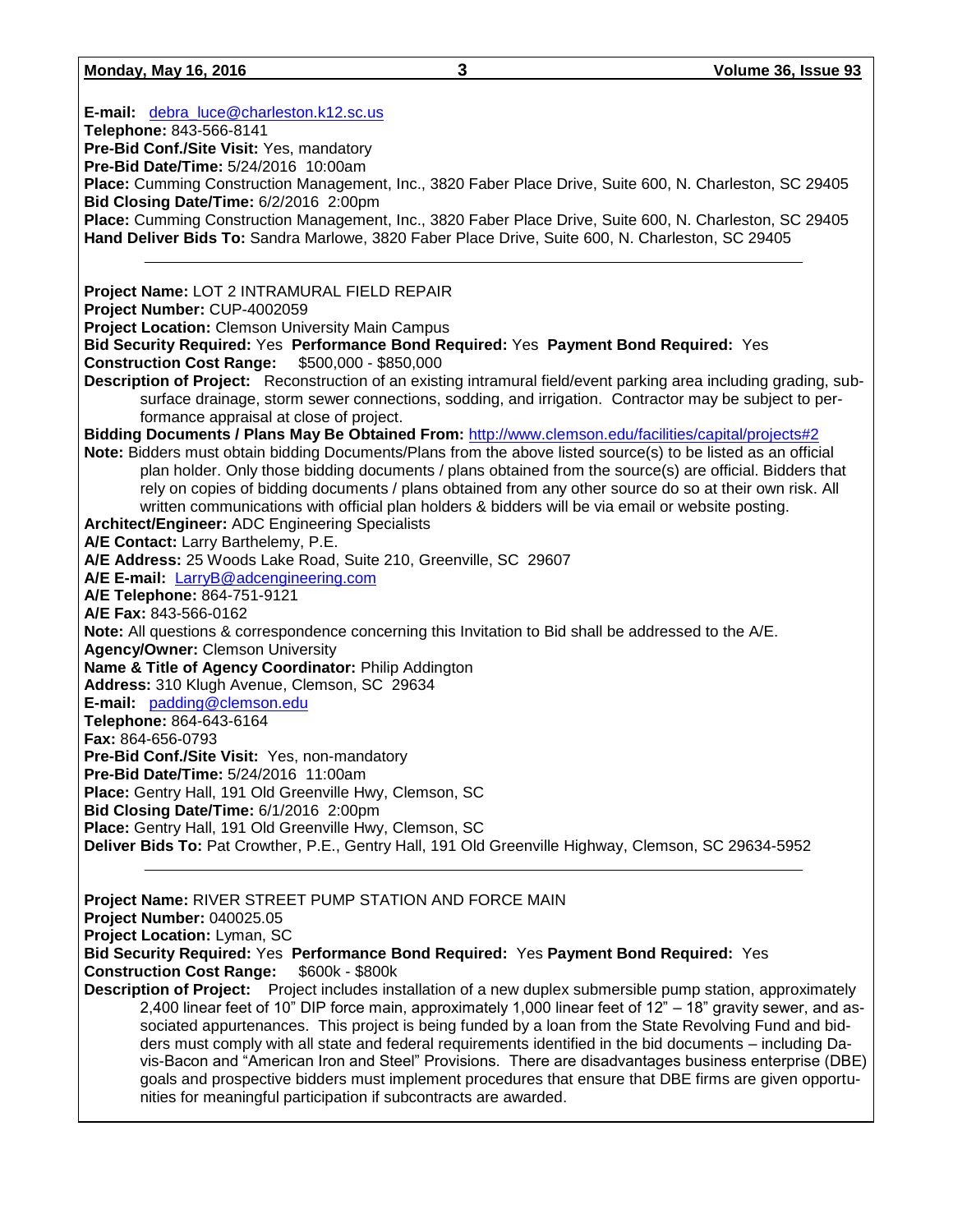**E-mail:** debra_luce@charleston.k12.sc.us
**Telephone:** 843-566-8141
**Pre-Bid Conf./Site Visit:** Yes, mandatory
**Pre-Bid Date/Time:** 5/24/2016 10:00am
**Place:** Cumming Construction Management, Inc., 3820 Faber Place Drive, Suite 600, N. Charleston, SC 29405
**Bid Closing Date/Time:** 6/2/2016 2:00pm
**Place:** Cumming Construction Management, Inc., 3820 Faber Place Drive, Suite 600, N. Charleston, SC 29405
**Hand Deliver Bids To:** Sandra Marlowe, 3820 Faber Place Drive, Suite 600, N. Charleston, SC 29405

---

**Project Name:** LOT 2 INTRAMURAL FIELD REPAIR
**Project Number:** CUP-4002059
**Project Location:** Clemson University Main Campus
**Bid Security Required:** Yes **Performance Bond Required:** Yes **Payment Bond Required:** Yes
**Construction Cost Range:** $500,000 - $850,000
**Description of Project:** Reconstruction of an existing intramural field/event parking area including grading, sub-surface drainage, storm sewer connections, sodding, and irrigation. Contractor may be subject to performance appraisal at close of project.
**Bidding Documents / Plans May Be Obtained From:** http://www.clemson.edu/facilities/capital/projects#2
**Note:** Bidders must obtain bidding Documents/Plans from the above listed source(s) to be listed as an official plan holder. Only those bidding documents / plans obtained from the source(s) are official. Bidders that rely on copies of bidding documents / plans obtained from any other source do so at their own risk. All written communications with official plan holders & bidders will be via email or website posting.
**Architect/Engineer:** ADC Engineering Specialists
**A/E Contact:** Larry Barthelemy, P.E.
**A/E Address:** 25 Woods Lake Road, Suite 210, Greenville, SC 29607
**A/E E-mail:** LarryB@adcengineering.com
**A/E Telephone:** 864-751-9121
**A/E Fax:** 843-566-0162
**Note:** All questions & correspondence concerning this Invitation to Bid shall be addressed to the A/E.
**Agency/Owner:** Clemson University
**Name & Title of Agency Coordinator:** Philip Addington
**Address:** 310 Klugh Avenue, Clemson, SC 29634
**E-mail:** padding@clemson.edu
**Telephone:** 864-643-6164
**Fax:** 864-656-0793
**Pre-Bid Conf./Site Visit:** Yes, non-mandatory
**Pre-Bid Date/Time:** 5/24/2016 11:00am
**Place:** Gentry Hall, 191 Old Greenville Hwy, Clemson, SC
**Bid Closing Date/Time:** 6/1/2016 2:00pm
**Place:** Gentry Hall, 191 Old Greenville Hwy, Clemson, SC
**Deliver Bids To:** Pat Crowther, P.E., Gentry Hall, 191 Old Greenville Highway, Clemson, SC 29634-5952

---

**Project Name:** RIVER STREET PUMP STATION AND FORCE MAIN
**Project Number:** 040025.05
**Project Location:** Lyman, SC
**Bid Security Required:** Yes **Performance Bond Required:** Yes **Payment Bond Required:** Yes
**Construction Cost Range:** $600k - $800k
**Description of Project:** Project includes installation of a new duplex submersible pump station, approximately 2,400 linear feet of 10" DIP force main, approximately 1,000 linear feet of 12" – 18" gravity sewer, and associated appurtenances. This project is being funded by a loan from the State Revolving Fund and bidders must comply with all state and federal requirements identified in the bid documents – including Davis-Bacon and "American Iron and Steel" Provisions. There are disadvantages business enterprise (DBE) goals and prospective bidders must implement procedures that ensure that DBE firms are given opportunities for meaningful participation if subcontracts are awarded.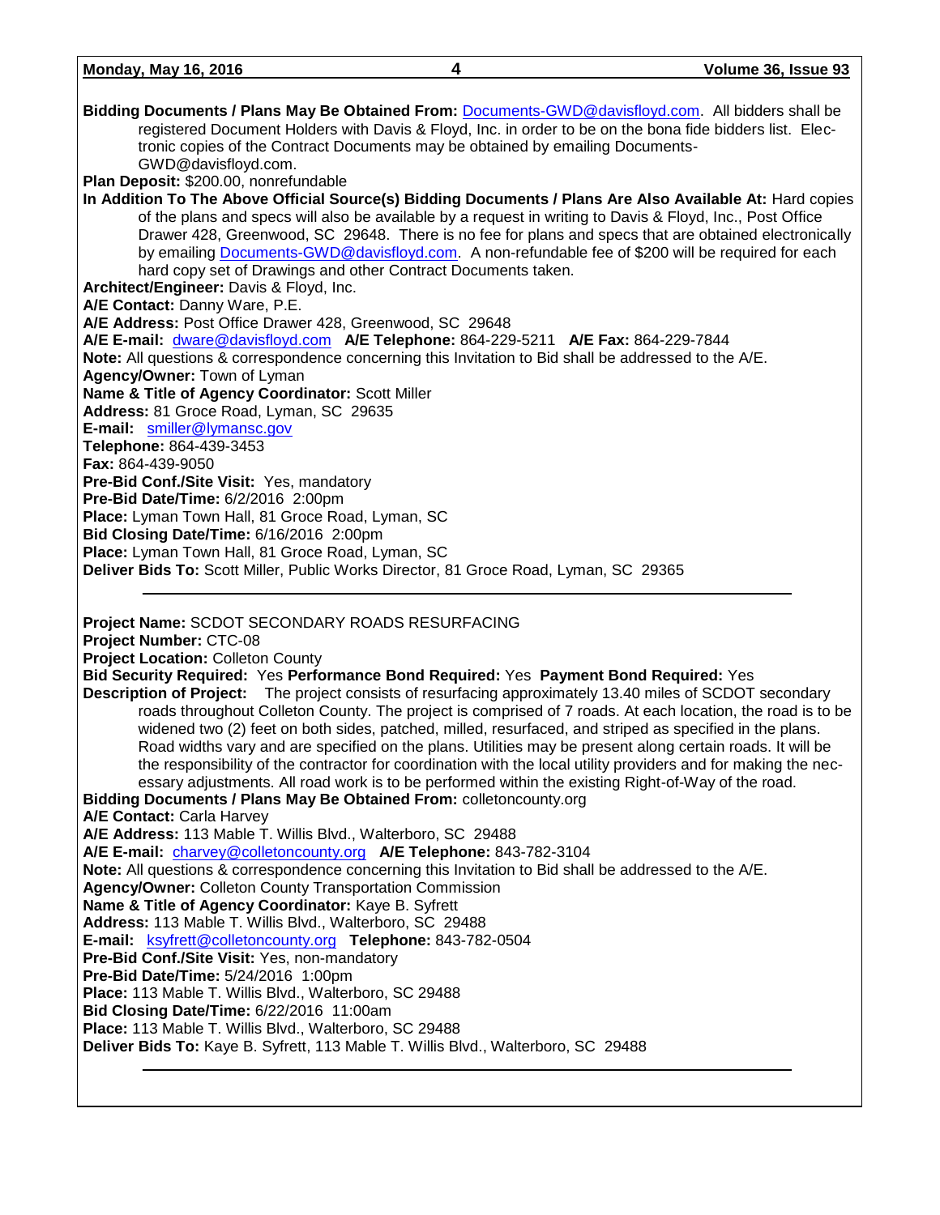**Bidding Documents / Plans May Be Obtained From:** Documents-GWD@davisfloyd.com. All bidders shall be registered Document Holders with Davis & Floyd, Inc. in order to be on the bona fide bidders list. Electronic copies of the Contract Documents may be obtained by emailing Documents-GWD@davisfloyd.com.
**Plan Deposit:** $200.00, nonrefundable
**In Addition To The Above Official Source(s) Bidding Documents / Plans Are Also Available At:** Hard copies of the plans and specs will also be available by a request in writing to Davis & Floyd, Inc., Post Office Drawer 428, Greenwood, SC 29648. There is no fee for plans and specs that are obtained electronically by emailing Documents-GWD@davisfloyd.com. A non-refundable fee of $200 will be required for each hard copy set of Drawings and other Contract Documents taken.
**Architect/Engineer:** Davis & Floyd, Inc.
**A/E Contact:** Danny Ware, P.E.
**A/E Address:** Post Office Drawer 428, Greenwood, SC 29648
**A/E E-mail:** dware@davisfloyd.com **A/E Telephone:** 864-229-5211 **A/E Fax:** 864-229-7844
**Note:** All questions & correspondence concerning this Invitation to Bid shall be addressed to the A/E.
**Agency/Owner:** Town of Lyman
**Name & Title of Agency Coordinator:** Scott Miller
**Address:** 81 Groce Road, Lyman, SC 29635
**E-mail:** smiller@lymansc.gov
**Telephone:** 864-439-3453
**Fax:** 864-439-9050
**Pre-Bid Conf./Site Visit:** Yes, mandatory
**Pre-Bid Date/Time:** 6/2/2016 2:00pm
**Place:** Lyman Town Hall, 81 Groce Road, Lyman, SC
**Bid Closing Date/Time:** 6/16/2016 2:00pm
**Place:** Lyman Town Hall, 81 Groce Road, Lyman, SC
**Deliver Bids To:** Scott Miller, Public Works Director, 81 Groce Road, Lyman, SC 29365

---

**Project Name:** SCDOT SECONDARY ROADS RESURFACING
**Project Number:** CTC-08
**Project Location:** Colleton County
**Bid Security Required:** Yes **Performance Bond Required:** Yes **Payment Bond Required:** Yes
**Description of Project:** The project consists of resurfacing approximately 13.40 miles of SCDOT secondary roads throughout Colleton County. The project is comprised of 7 roads. At each location, the road is to be widened two (2) feet on both sides, patched, milled, resurfaced, and striped as specified in the plans. Road widths vary and are specified on the plans. Utilities may be present along certain roads. It will be the responsibility of the contractor for coordination with the local utility providers and for making the necessary adjustments. All road work is to be performed within the existing Right-of-Way of the road.
**Bidding Documents / Plans May Be Obtained From:** colletoncounty.org
**A/E Contact:** Carla Harvey
**A/E Address:** 113 Mable T. Willis Blvd., Walterboro, SC 29488
**A/E E-mail:** charvey@colletoncounty.org **A/E Telephone:** 843-782-3104
**Note:** All questions & correspondence concerning this Invitation to Bid shall be addressed to the A/E.
**Agency/Owner:** Colleton County Transportation Commission
**Name & Title of Agency Coordinator:** Kaye B. Syfrett
**Address:** 113 Mable T. Willis Blvd., Walterboro, SC 29488
**E-mail:** ksyfrett@colletoncounty.org **Telephone:** 843-782-0504
**Pre-Bid Conf./Site Visit:** Yes, non-mandatory
**Pre-Bid Date/Time:** 5/24/2016 1:00pm
**Place:** 113 Mable T. Willis Blvd., Walterboro, SC 29488
**Bid Closing Date/Time:** 6/22/2016 11:00am
**Place:** 113 Mable T. Willis Blvd., Walterboro, SC 29488
**Deliver Bids To:** Kaye B. Syfrett, 113 Mable T. Willis Blvd., Walterboro, SC 29488

---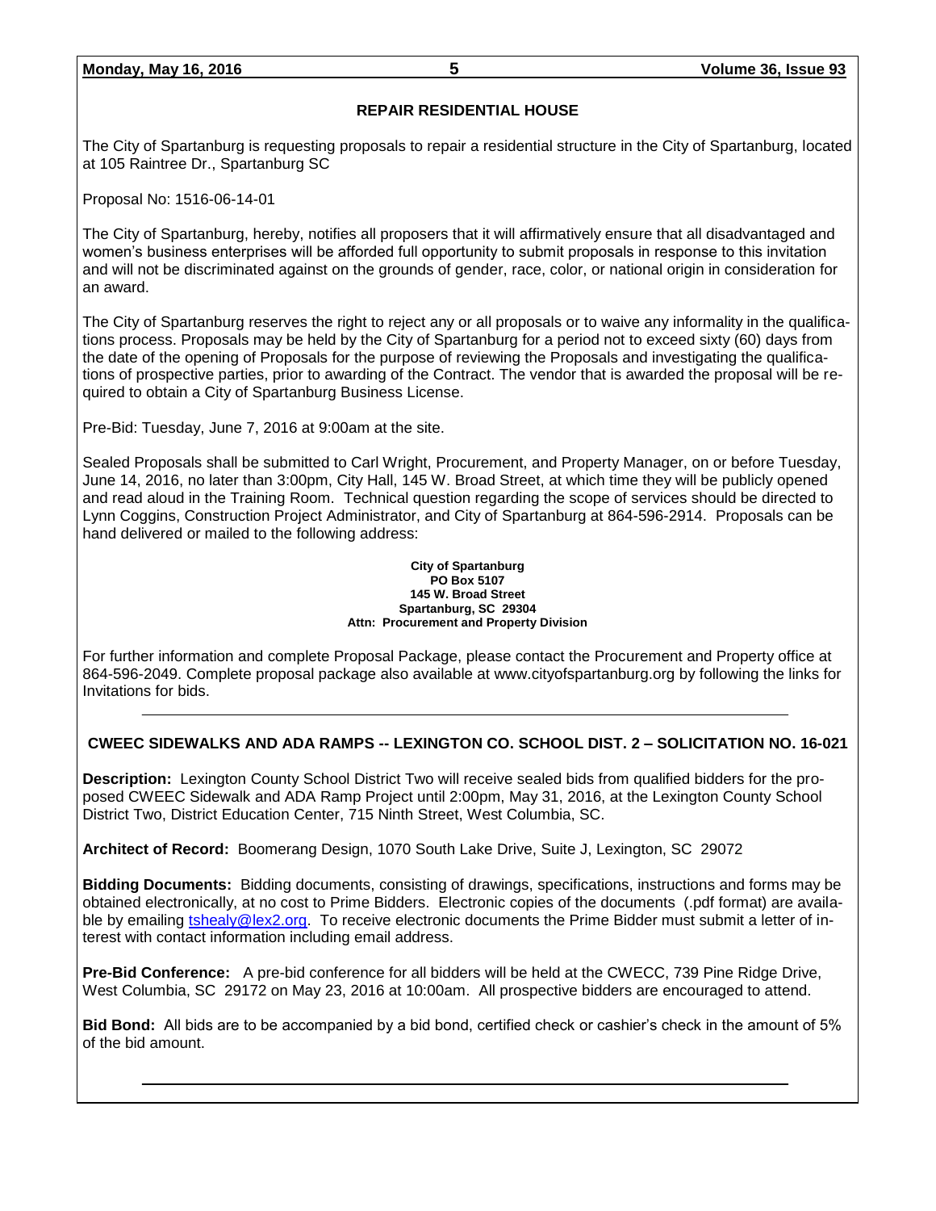## REPAIR RESIDENTIAL HOUSE

The City of Spartanburg is requesting proposals to repair a residential structure in the City of Spartanburg, located at 105 Raintree Dr., Spartanburg SC

Proposal No: 1516-06-14-01

The City of Spartanburg, hereby, notifies all proposers that it will affirmatively ensure that all disadvantaged and women's business enterprises will be afforded full opportunity to submit proposals in response to this invitation and will not be discriminated against on the grounds of gender, race, color, or national origin in consideration for an award.

The City of Spartanburg reserves the right to reject any or all proposals or to waive any informality in the qualifications process. Proposals may be held by the City of Spartanburg for a period not to exceed sixty (60) days from the date of the opening of Proposals for the purpose of reviewing the Proposals and investigating the qualifications of prospective parties, prior to awarding of the Contract. The vendor that is awarded the proposal will be required to obtain a City of Spartanburg Business License.

Pre-Bid: Tuesday, June 7, 2016 at 9:00am at the site.

Sealed Proposals shall be submitted to Carl Wright, Procurement, and Property Manager, on or before Tuesday, June 14, 2016, no later than 3:00pm, City Hall, 145 W. Broad Street, at which time they will be publicly opened and read aloud in the Training Room. Technical question regarding the scope of services should be directed to Lynn Coggins, Construction Project Administrator, and City of Spartanburg at 864-596-2914. Proposals can be hand delivered or mailed to the following address:

**City of Spartanburg**
**PO Box 5107**
**145 W. Broad Street**
**Spartanburg, SC 29304**
**Attn: Procurement and Property Division**

For further information and complete Proposal Package, please contact the Procurement and Property office at 864-596-2049. Complete proposal package also available at www.cityofspartanburg.org by following the links for Invitations for bids.

---

## CWEEC SIDEWALKS AND ADA RAMPS -- LEXINGTON CO. SCHOOL DIST. 2 – SOLICITATION NO. 16-021

**Description:** Lexington County School District Two will receive sealed bids from qualified bidders for the proposed CWEEC Sidewalk and ADA Ramp Project until 2:00pm, May 31, 2016, at the Lexington County School District Two, District Education Center, 715 Ninth Street, West Columbia, SC.

**Architect of Record:** Boomerang Design, 1070 South Lake Drive, Suite J, Lexington, SC 29072

**Bidding Documents:** Bidding documents, consisting of drawings, specifications, instructions and forms may be obtained electronically, at no cost to Prime Bidders. Electronic copies of the documents (.pdf format) are available by emailing tshealy@lex2.org. To receive electronic documents the Prime Bidder must submit a letter of interest with contact information including email address.

**Pre-Bid Conference:** A pre-bid conference for all bidders will be held at the CWECC, 739 Pine Ridge Drive, West Columbia, SC 29172 on May 23, 2016 at 10:00am. All prospective bidders are encouraged to attend.

**Bid Bond:** All bids are to be accompanied by a bid bond, certified check or cashier's check in the amount of 5% of the bid amount.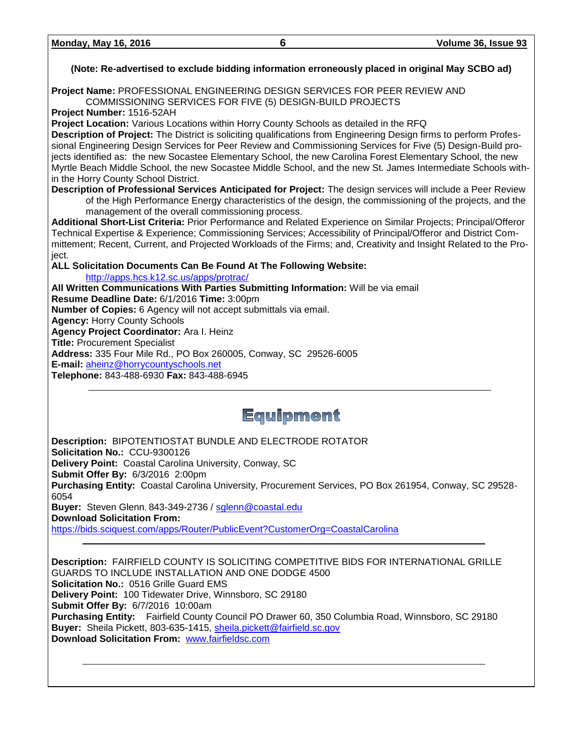**(Note: Re-advertised to exclude bidding information erroneously placed in original May SCBO ad)**

**Project Name:** PROFESSIONAL ENGINEERING DESIGN SERVICES FOR PEER REVIEW AND COMMISSIONING SERVICES FOR FIVE (5) DESIGN-BUILD PROJECTS
**Project Number:** 1516-52AH
**Project Location:** Various Locations within Horry County Schools as detailed in the RFQ
**Description of Project:** The District is soliciting qualifications from Engineering Design firms to perform Professional Engineering Design Services for Peer Review and Commissioning Services for Five (5) Design-Build projects identified as: the new Socastee Elementary School, the new Carolina Forest Elementary School, the new Myrtle Beach Middle School, the new Socastee Middle School, and the new St. James Intermediate Schools within the Horry County School District.
**Description of Professional Services Anticipated for Project:** The design services will include a Peer Review of the High Performance Energy characteristics of the design, the commissioning of the projects, and the management of the overall commissioning process.
**Additional Short-List Criteria:** Prior Performance and Related Experience on Similar Projects; Principal/Offeror Technical Expertise & Experience; Commissioning Services; Accessibility of Principal/Offeror and District Commitement; Recent, Current, and Projected Workloads of the Firms; and, Creativity and Insight Related to the Project.
**ALL Solicitation Documents Can Be Found At The Following Website:**
http://apps.hcs.k12.sc.us/apps/protrac/
**All Written Communications With Parties Submitting Information:** Will be via email
**Resume Deadline Date:** 6/1/2016 **Time:** 3:00pm
**Number of Copies:** 6 Agency will not accept submittals via email.
**Agency:** Horry County Schools
**Agency Project Coordinator:** Ara I. Heinz
**Title:** Procurement Specialist
**Address:** 335 Four Mile Rd., PO Box 260005, Conway, SC 29526-6005
**E-mail:** aheinz@horrycountyschools.net
**Telephone:** 843-488-6930 **Fax:** 843-488-6945

---

# Equipment

**Description:** BIPOTENTIOSTAT BUNDLE AND ELECTRODE ROTATOR
**Solicitation No.:** CCU-9300126
**Delivery Point:** Coastal Carolina University, Conway, SC
**Submit Offer By:** 6/3/2016 2:00pm
**Purchasing Entity:** Coastal Carolina University, Procurement Services, PO Box 261954, Conway, SC 29528-6054
**Buyer:** Steven Glenn, 843-349-2736 / sglenn@coastal.edu
**Download Solicitation From:**
https://bids.sciquest.com/apps/Router/PublicEvent?CustomerOrg=CoastalCarolina

---

**Description:** FAIRFIELD COUNTY IS SOLICITING COMPETITIVE BIDS FOR INTERNATIONAL GRILLE GUARDS TO INCLUDE INSTALLATION AND ONE DODGE 4500
**Solicitation No.:** 0516 Grille Guard EMS
**Delivery Point:** 100 Tidewater Drive, Winnsboro, SC 29180
**Submit Offer By:** 6/7/2016 10:00am
**Purchasing Entity:** Fairfield County Council PO Drawer 60, 350 Columbia Road, Winnsboro, SC 29180
**Buyer:** Sheila Pickett, 803-635-1415, sheila.pickett@fairfield.sc.gov
**Download Solicitation From:** www.fairfieldsc.com

---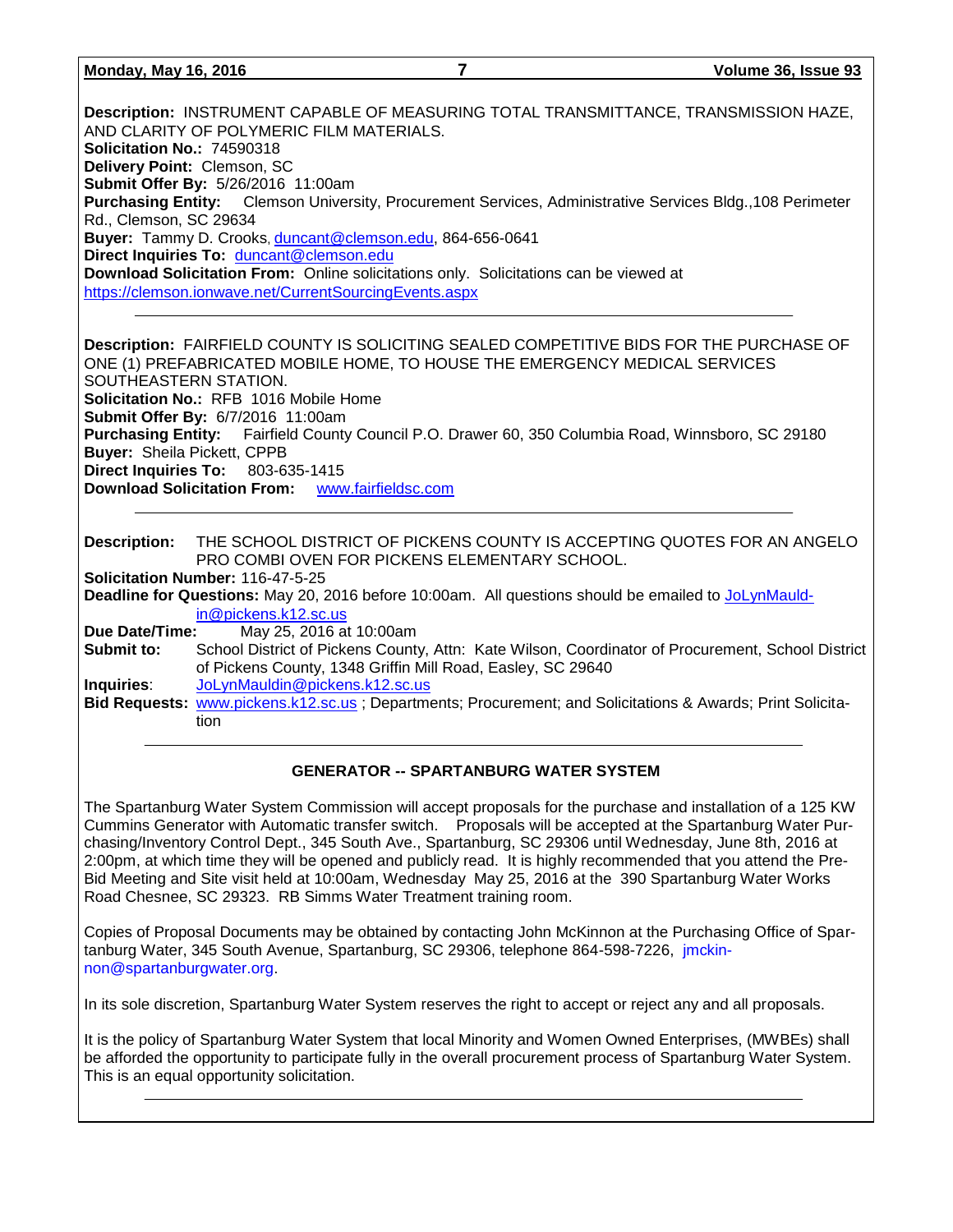**Description:** INSTRUMENT CAPABLE OF MEASURING TOTAL TRANSMITTANCE, TRANSMISSION HAZE, AND CLARITY OF POLYMERIC FILM MATERIALS.
**Solicitation No.:** 74590318
**Delivery Point:** Clemson, SC
**Submit Offer By:** 5/26/2016 11:00am
**Purchasing Entity:** Clemson University, Procurement Services, Administrative Services Bldg.,108 Perimeter Rd., Clemson, SC 29634
**Buyer:** Tammy D. Crooks, duncant@clemson.edu, 864-656-0641
**Direct Inquiries To:** duncant@clemson.edu
**Download Solicitation From:** Online solicitations only. Solicitations can be viewed at https://clemson.ionwave.net/CurrentSourcingEvents.aspx

---

**Description:** FAIRFIELD COUNTY IS SOLICITING SEALED COMPETITIVE BIDS FOR THE PURCHASE OF ONE (1) PREFABRICATED MOBILE HOME, TO HOUSE THE EMERGENCY MEDICAL SERVICES SOUTHEASTERN STATION.
**Solicitation No.:** RFB 1016 Mobile Home
**Submit Offer By:** 6/7/2016 11:00am
**Purchasing Entity:** Fairfield County Council P.O. Drawer 60, 350 Columbia Road, Winnsboro, SC 29180
**Buyer:** Sheila Pickett, CPPB
**Direct Inquiries To:** 803-635-1415
**Download Solicitation From:** www.fairfieldsc.com

---

**Description:** THE SCHOOL DISTRICT OF PICKENS COUNTY IS ACCEPTING QUOTES FOR AN ANGELO PRO COMBI OVEN FOR PICKENS ELEMENTARY SCHOOL.
**Solicitation Number:** 116-47-5-25
**Deadline for Questions:** May 20, 2016 before 10:00am. All questions should be emailed to JoLynMauldin@pickens.k12.sc.us
**Due Date/Time:** May 25, 2016 at 10:00am
**Submit to:** School District of Pickens County, Attn: Kate Wilson, Coordinator of Procurement, School District of Pickens County, 1348 Griffin Mill Road, Easley, SC 29640
**Inquiries**: JoLynMauldin@pickens.k12.sc.us
**Bid Requests:** www.pickens.k12.sc.us ; Departments; Procurement; and Solicitations & Awards; Print Solicitation

---

### GENERATOR -- SPARTANBURG WATER SYSTEM

The Spartanburg Water System Commission will accept proposals for the purchase and installation of a 125 KW Cummins Generator with Automatic transfer switch. Proposals will be accepted at the Spartanburg Water Purchasing/Inventory Control Dept., 345 South Ave., Spartanburg, SC 29306 until Wednesday, June 8th, 2016 at 2:00pm, at which time they will be opened and publicly read. It is highly recommended that you attend the Pre-Bid Meeting and Site visit held at 10:00am, Wednesday May 25, 2016 at the 390 Spartanburg Water Works Road Chesnee, SC 29323. RB Simms Water Treatment training room.

Copies of Proposal Documents may be obtained by contacting John McKinnon at the Purchasing Office of Spartanburg Water, 345 South Avenue, Spartanburg, SC 29306, telephone 864-598-7226, jmckinnon@spartanburgwater.org.

In its sole discretion, Spartanburg Water System reserves the right to accept or reject any and all proposals.

It is the policy of Spartanburg Water System that local Minority and Women Owned Enterprises, (MWBEs) shall be afforded the opportunity to participate fully in the overall procurement process of Spartanburg Water System. This is an equal opportunity solicitation.

---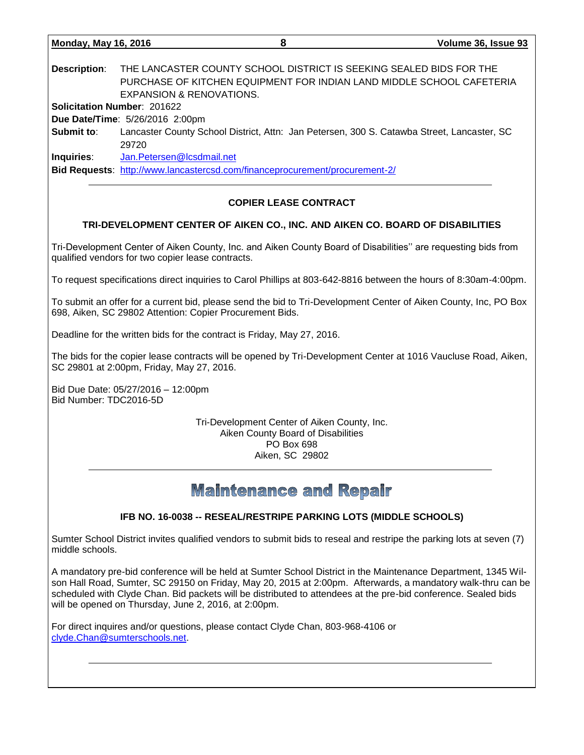**Description**: THE LANCASTER COUNTY SCHOOL DISTRICT IS SEEKING SEALED BIDS FOR THE PURCHASE OF KITCHEN EQUIPMENT FOR INDIAN LAND MIDDLE SCHOOL CAFETERIA EXPANSION & RENOVATIONS.

**Solicitation Number**: 201622

**Due Date/Time**: 5/26/2016 2:00pm

**Submit to**: Lancaster County School District, Attn: Jan Petersen, 300 S. Catawba Street, Lancaster, SC 29720

**Inquiries**: Jan.Petersen@lcsdmail.net

**Bid Requests**: http://www.lancastercsd.com/financeprocurement/procurement-2/

---

**COPIER LEASE CONTRACT**

**TRI-DEVELOPMENT CENTER OF AIKEN CO., INC. AND AIKEN CO. BOARD OF DISABILITIES**

Tri-Development Center of Aiken County, Inc. and Aiken County Board of Disabilities'' are requesting bids from qualified vendors for two copier lease contracts.

To request specifications direct inquiries to Carol Phillips at 803-642-8816 between the hours of 8:30am-4:00pm.

To submit an offer for a current bid, please send the bid to Tri-Development Center of Aiken County, Inc, PO Box 698, Aiken, SC 29802 Attention: Copier Procurement Bids.

Deadline for the written bids for the contract is Friday, May 27, 2016.

The bids for the copier lease contracts will be opened by Tri-Development Center at 1016 Vaucluse Road, Aiken, SC 29801 at 2:00pm, Friday, May 27, 2016.

Bid Due Date: 05/27/2016 – 12:00pm
Bid Number: TDC2016-5D

Tri-Development Center of Aiken County, Inc.
Aiken County Board of Disabilities
PO Box 698
Aiken, SC 29802

---

# Maintenance and Repair

**IFB NO. 16-0038 -- RESEAL/RESTRIPE PARKING LOTS (MIDDLE SCHOOLS)**

Sumter School District invites qualified vendors to submit bids to reseal and restripe the parking lots at seven (7) middle schools.

A mandatory pre-bid conference will be held at Sumter School District in the Maintenance Department, 1345 Wilson Hall Road, Sumter, SC 29150 on Friday, May 20, 2015 at 2:00pm. Afterwards, a mandatory walk-thru can be scheduled with Clyde Chan. Bid packets will be distributed to attendees at the pre-bid conference. Sealed bids will be opened on Thursday, June 2, 2016, at 2:00pm.

For direct inquires and/or questions, please contact Clyde Chan, 803-968-4106 or clyde.Chan@sumterschools.net.

---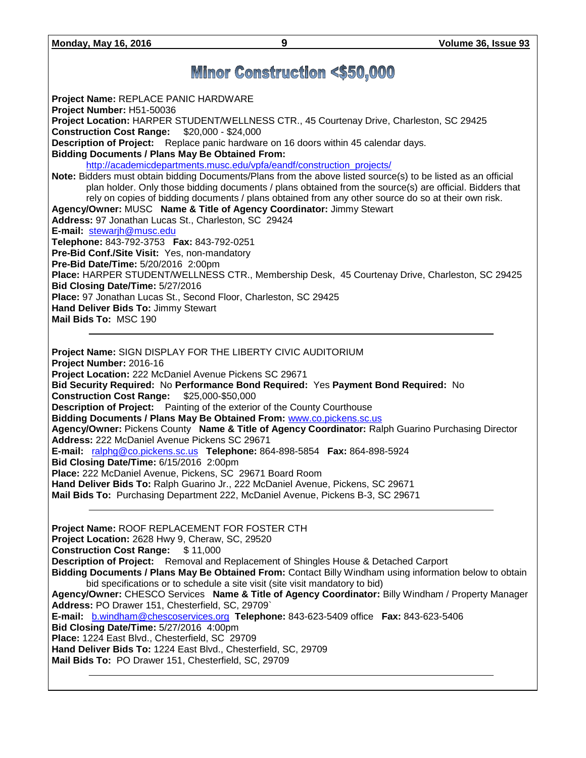# Minor Construction <$50,000

**Project Name:** REPLACE PANIC HARDWARE
**Project Number:** H51-50036
**Project Location:** HARPER STUDENT/WELLNESS CTR., 45 Courtenay Drive, Charleston, SC 29425
**Construction Cost Range:** $20,000 - $24,000
**Description of Project:** Replace panic hardware on 16 doors within 45 calendar days.
**Bidding Documents / Plans May Be Obtained From:**
http://academicdepartments.musc.edu/vpfa/eandf/construction_projects/
**Note:** Bidders must obtain bidding Documents/Plans from the above listed source(s) to be listed as an official plan holder. Only those bidding documents / plans obtained from the source(s) are official. Bidders that rely on copies of bidding documents / plans obtained from any other source do so at their own risk.
**Agency/Owner:** MUSC **Name & Title of Agency Coordinator:** Jimmy Stewart
**Address:** 97 Jonathan Lucas St., Charleston, SC 29424
**E-mail:** stewarjh@musc.edu
**Telephone:** 843-792-3753 **Fax:** 843-792-0251
**Pre-Bid Conf./Site Visit:** Yes, non-mandatory
**Pre-Bid Date/Time:** 5/20/2016 2:00pm
**Place:** HARPER STUDENT/WELLNESS CTR., Membership Desk, 45 Courtenay Drive, Charleston, SC 29425
**Bid Closing Date/Time:** 5/27/2016
**Place:** 97 Jonathan Lucas St., Second Floor, Charleston, SC 29425
**Hand Deliver Bids To:** Jimmy Stewart
**Mail Bids To:** MSC 190

---

**Project Name:** SIGN DISPLAY FOR THE LIBERTY CIVIC AUDITORIUM
**Project Number:** 2016-16
**Project Location:** 222 McDaniel Avenue Pickens SC 29671
**Bid Security Required:** No **Performance Bond Required:** Yes **Payment Bond Required:** No
**Construction Cost Range:** $25,000-$50,000
**Description of Project:** Painting of the exterior of the County Courthouse
**Bidding Documents / Plans May Be Obtained From:** www.co.pickens.sc.us
**Agency/Owner:** Pickens County **Name & Title of Agency Coordinator:** Ralph Guarino Purchasing Director
**Address:** 222 McDaniel Avenue Pickens SC 29671
**E-mail:** ralphg@co.pickens.sc.us **Telephone:** 864-898-5854 **Fax:** 864-898-5924
**Bid Closing Date/Time:** 6/15/2016 2:00pm
**Place:** 222 McDaniel Avenue, Pickens, SC 29671 Board Room
**Hand Deliver Bids To:** Ralph Guarino Jr., 222 McDaniel Avenue, Pickens, SC 29671
**Mail Bids To:** Purchasing Department 222, McDaniel Avenue, Pickens B-3, SC 29671

---

**Project Name:** ROOF REPLACEMENT FOR FOSTER CTH
**Project Location:** 2628 Hwy 9, Cheraw, SC, 29520
**Construction Cost Range:** $ 11,000
**Description of Project:** Removal and Replacement of Shingles House & Detached Carport
**Bidding Documents / Plans May Be Obtained From:** Contact Billy Windham using information below to obtain bid specifications or to schedule a site visit (site visit mandatory to bid)
**Agency/Owner:** CHESCO Services **Name & Title of Agency Coordinator:** Billy Windham / Property Manager
**Address:** PO Drawer 151, Chesterfield, SC, 29709`
**E-mail:** b.windham@chescoservices.org **Telephone:** 843-623-5409 office **Fax:** 843-623-5406
**Bid Closing Date/Time:** 5/27/2016 4:00pm
**Place:** 1224 East Blvd., Chesterfield, SC 29709
**Hand Deliver Bids To:** 1224 East Blvd., Chesterfield, SC, 29709
**Mail Bids To:** PO Drawer 151, Chesterfield, SC, 29709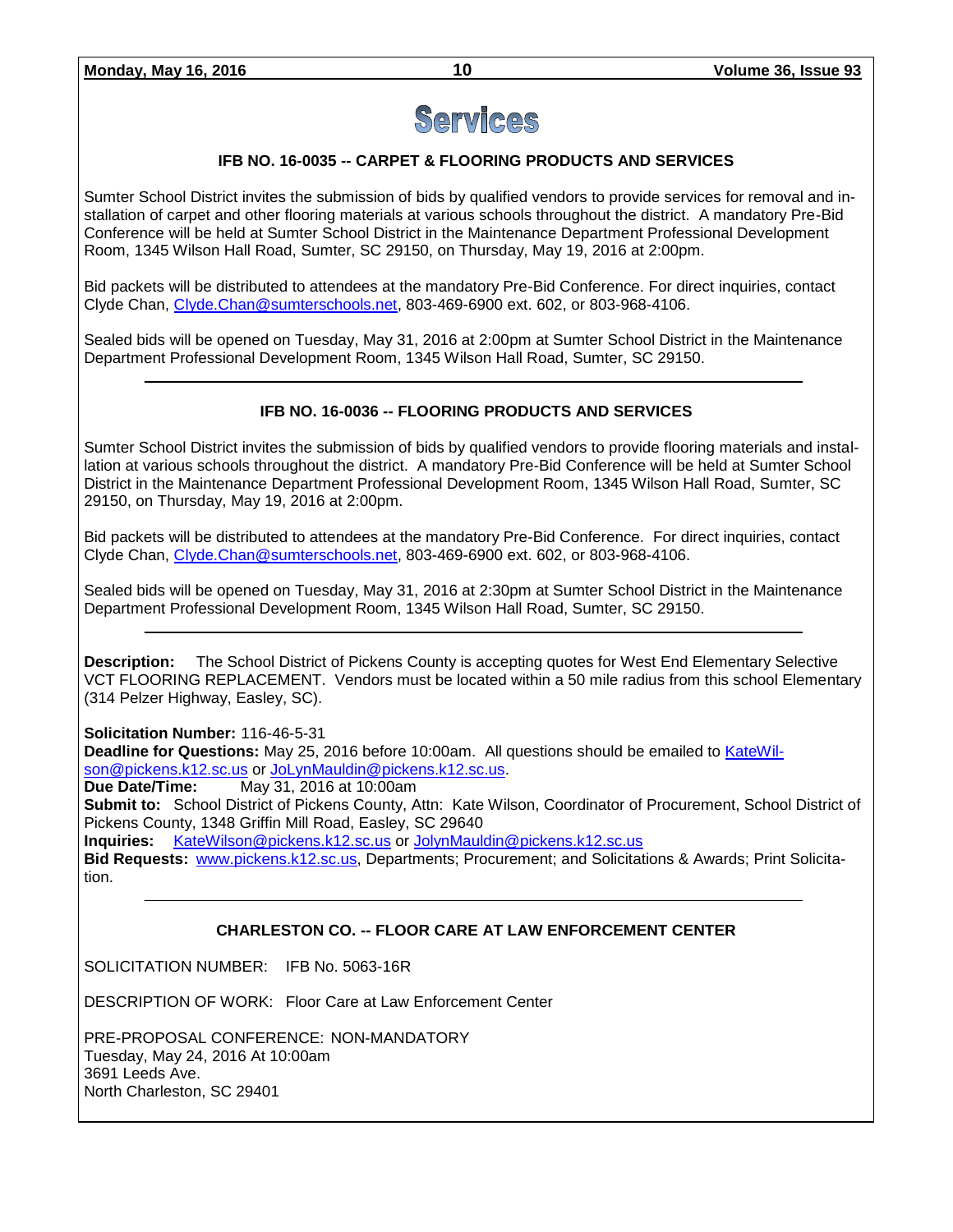# Services

### IFB NO. 16-0035 -- CARPET & FLOORING PRODUCTS AND SERVICES

Sumter School District invites the submission of bids by qualified vendors to provide services for removal and installation of carpet and other flooring materials at various schools throughout the district. A mandatory Pre-Bid Conference will be held at Sumter School District in the Maintenance Department Professional Development Room, 1345 Wilson Hall Road, Sumter, SC 29150, on Thursday, May 19, 2016 at 2:00pm.

Bid packets will be distributed to attendees at the mandatory Pre-Bid Conference. For direct inquiries, contact Clyde Chan, Clyde.Chan@sumterschools.net, 803-469-6900 ext. 602, or 803-968-4106.

Sealed bids will be opened on Tuesday, May 31, 2016 at 2:00pm at Sumter School District in the Maintenance Department Professional Development Room, 1345 Wilson Hall Road, Sumter, SC 29150.

---

### IFB NO. 16-0036 -- FLOORING PRODUCTS AND SERVICES

Sumter School District invites the submission of bids by qualified vendors to provide flooring materials and installation at various schools throughout the district. A mandatory Pre-Bid Conference will be held at Sumter School District in the Maintenance Department Professional Development Room, 1345 Wilson Hall Road, Sumter, SC 29150, on Thursday, May 19, 2016 at 2:00pm.

Bid packets will be distributed to attendees at the mandatory Pre-Bid Conference. For direct inquiries, contact Clyde Chan, Clyde.Chan@sumterschools.net, 803-469-6900 ext. 602, or 803-968-4106.

Sealed bids will be opened on Tuesday, May 31, 2016 at 2:30pm at Sumter School District in the Maintenance Department Professional Development Room, 1345 Wilson Hall Road, Sumter, SC 29150.

---

**Description:** The School District of Pickens County is accepting quotes for West End Elementary Selective VCT FLOORING REPLACEMENT. Vendors must be located within a 50 mile radius from this school Elementary (314 Pelzer Highway, Easley, SC).

**Solicitation Number:** 116-46-5-31
**Deadline for Questions:** May 25, 2016 before 10:00am. All questions should be emailed to KateWilson@pickens.k12.sc.us or JoLynMauldin@pickens.k12.sc.us.
**Due Date/Time:** May 31, 2016 at 10:00am
**Submit to:** School District of Pickens County, Attn: Kate Wilson, Coordinator of Procurement, School District of Pickens County, 1348 Griffin Mill Road, Easley, SC 29640
**Inquiries:** KateWilson@pickens.k12.sc.us or JolynMauldin@pickens.k12.sc.us
**Bid Requests:** www.pickens.k12.sc.us, Departments; Procurement; and Solicitations & Awards; Print Solicitation.

---

### CHARLESTON CO. -- FLOOR CARE AT LAW ENFORCEMENT CENTER

SOLICITATION NUMBER: IFB No. 5063-16R

DESCRIPTION OF WORK: Floor Care at Law Enforcement Center

PRE-PROPOSAL CONFERENCE: NON-MANDATORY
Tuesday, May 24, 2016 At 10:00am
3691 Leeds Ave.
North Charleston, SC 29401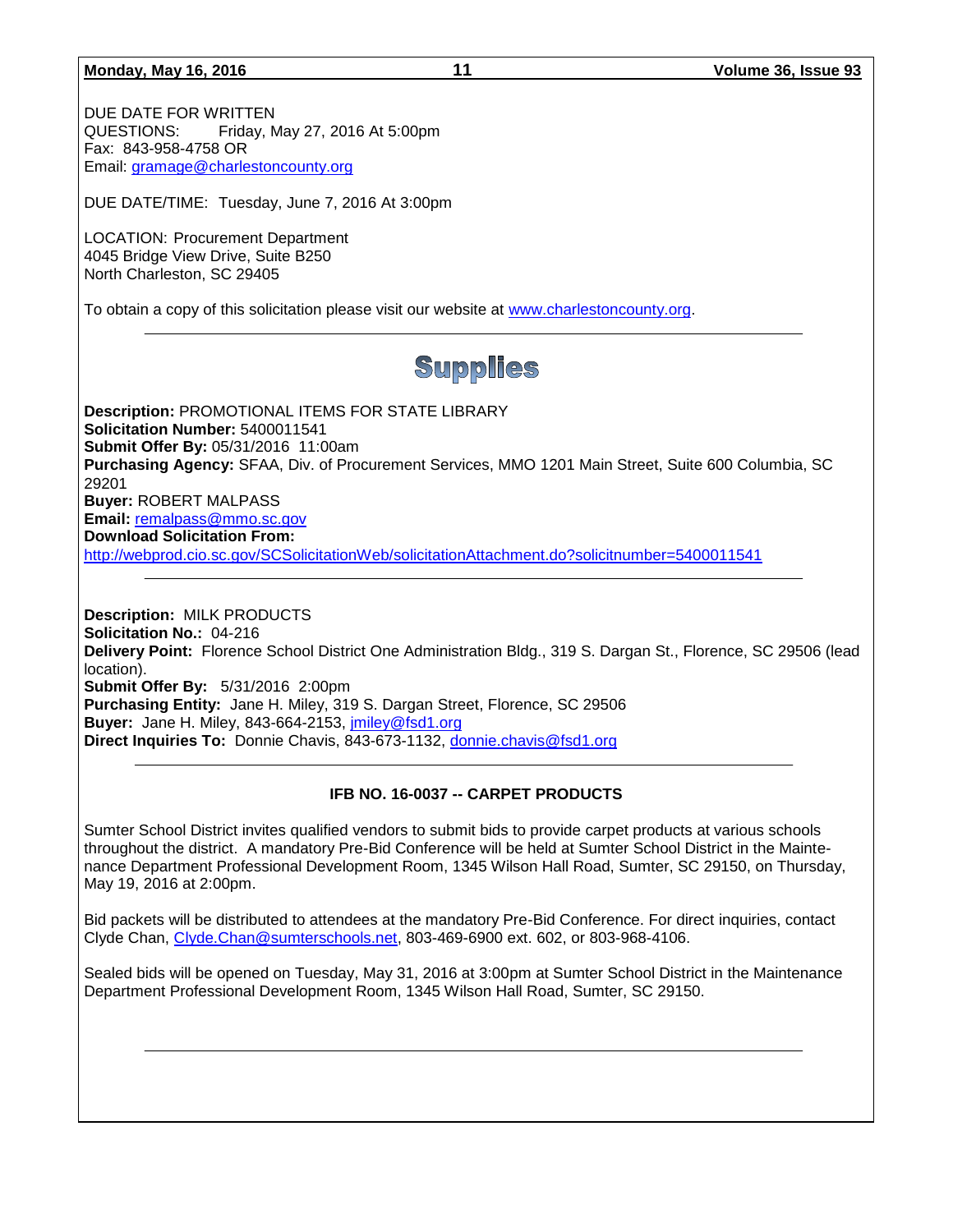DUE DATE FOR WRITTEN
QUESTIONS: Friday, May 27, 2016 At 5:00pm
Fax: 843-958-4758 OR
Email: gramage@charlestoncounty.org

DUE DATE/TIME: Tuesday, June 7, 2016 At 3:00pm

LOCATION: Procurement Department
4045 Bridge View Drive, Suite B250
North Charleston, SC 29405

To obtain a copy of this solicitation please visit our website at www.charlestoncounty.org.

---

# Supplies

**Description:** PROMOTIONAL ITEMS FOR STATE LIBRARY
**Solicitation Number:** 5400011541
**Submit Offer By:** 05/31/2016 11:00am
**Purchasing Agency:** SFAA, Div. of Procurement Services, MMO 1201 Main Street, Suite 600 Columbia, SC 29201
**Buyer:** ROBERT MALPASS
**Email:** remalpass@mmo.sc.gov
**Download Solicitation From:**
http://webprod.cio.sc.gov/SCSolicitationWeb/solicitationAttachment.do?solicitnumber=5400011541

---

**Description:** MILK PRODUCTS
**Solicitation No.:** 04-216
**Delivery Point:** Florence School District One Administration Bldg., 319 S. Dargan St., Florence, SC 29506 (lead location).
**Submit Offer By:** 5/31/2016 2:00pm
**Purchasing Entity:** Jane H. Miley, 319 S. Dargan Street, Florence, SC 29506
**Buyer:** Jane H. Miley, 843-664-2153, jmiley@fsd1.org
**Direct Inquiries To:** Donnie Chavis, 843-673-1132, donnie.chavis@fsd1.org

---

**IFB NO. 16-0037 -- CARPET PRODUCTS**

Sumter School District invites qualified vendors to submit bids to provide carpet products at various schools throughout the district. A mandatory Pre-Bid Conference will be held at Sumter School District in the Maintenance Department Professional Development Room, 1345 Wilson Hall Road, Sumter, SC 29150, on Thursday, May 19, 2016 at 2:00pm.

Bid packets will be distributed to attendees at the mandatory Pre-Bid Conference. For direct inquiries, contact Clyde Chan, Clyde.Chan@sumterschools.net, 803-469-6900 ext. 602, or 803-968-4106.

Sealed bids will be opened on Tuesday, May 31, 2016 at 3:00pm at Sumter School District in the Maintenance Department Professional Development Room, 1345 Wilson Hall Road, Sumter, SC 29150.

---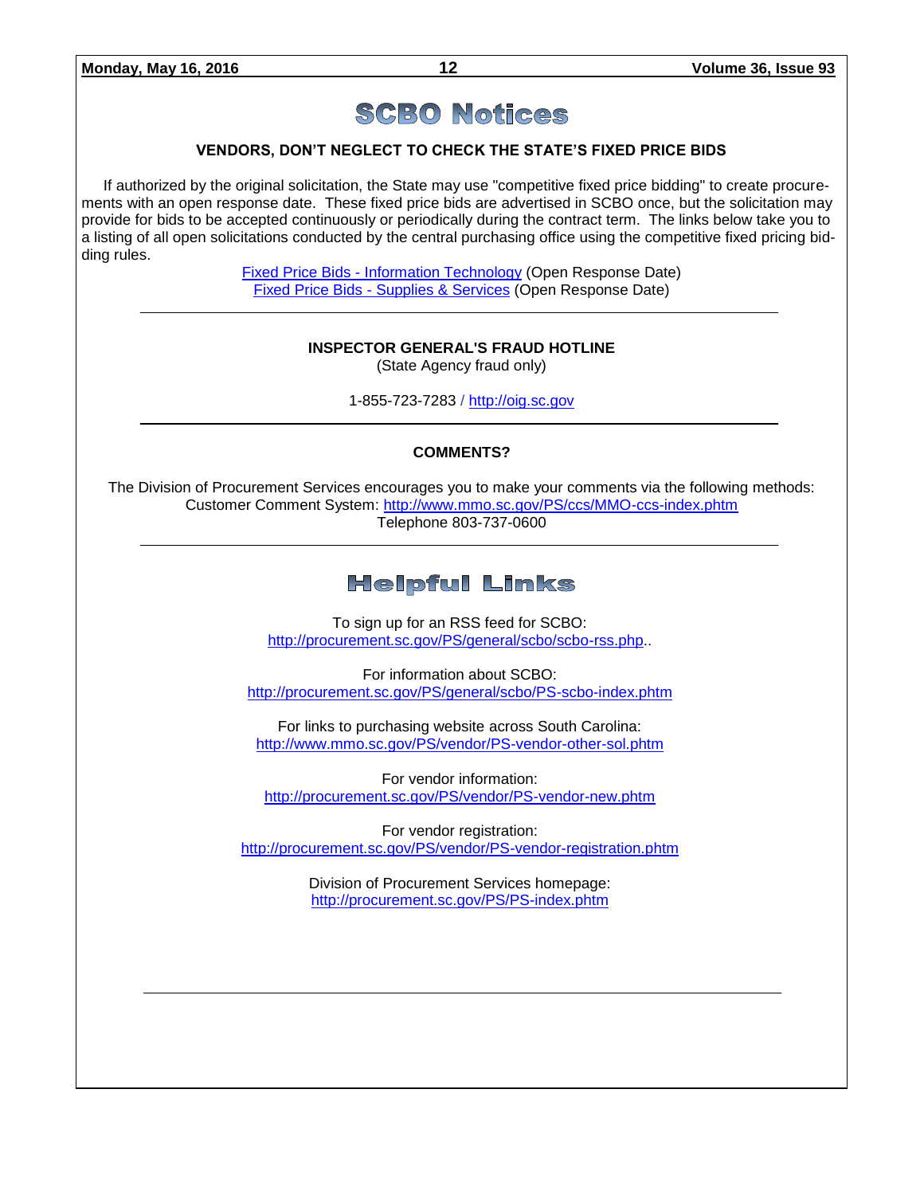# SCBO Notices

**VENDORS, DON'T NEGLECT TO CHECK THE STATE'S FIXED PRICE BIDS**

If authorized by the original solicitation, the State may use "competitive fixed price bidding" to create procurements with an open response date. These fixed price bids are advertised in SCBO once, but the solicitation may provide for bids to be accepted continuously or periodically during the contract term. The links below take you to a listing of all open solicitations conducted by the central purchasing office using the competitive fixed pricing bidding rules.

Fixed Price Bids - Information Technology (Open Response Date)
Fixed Price Bids - Supplies & Services (Open Response Date)

---

**INSPECTOR GENERAL'S FRAUD HOTLINE**
(State Agency fraud only)

1-855-723-7283 / http://oig.sc.gov

---

**COMMENTS?**

The Division of Procurement Services encourages you to make your comments via the following methods:
Customer Comment System: http://www.mmo.sc.gov/PS/ccs/MMO-ccs-index.phtm
Telephone 803-737-0600

---

# Helpful Links

To sign up for an RSS feed for SCBO:
http://procurement.sc.gov/PS/general/scbo/scbo-rss.php..

For information about SCBO:
http://procurement.sc.gov/PS/general/scbo/PS-scbo-index.phtm

For links to purchasing website across South Carolina:
http://www.mmo.sc.gov/PS/vendor/PS-vendor-other-sol.phtm

For vendor information:
http://procurement.sc.gov/PS/vendor/PS-vendor-new.phtm

For vendor registration:
http://procurement.sc.gov/PS/vendor/PS-vendor-registration.phtm

Division of Procurement Services homepage:
http://procurement.sc.gov/PS/PS-index.phtm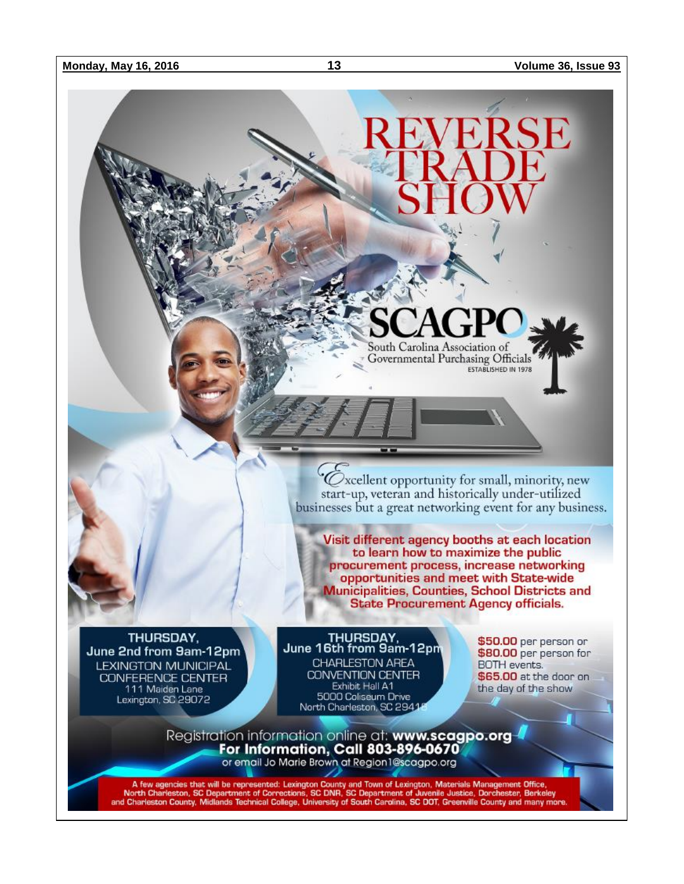# REVERSE TRADE SHOW

**SCAGPO**
South Carolina Association of Governmental Purchasing Officials
ESTABLISHED IN 1978

*Excellent opportunity for small, minority, new start-up, veteran and historically under-utilized businesses but a great networking event for any business.*

**Visit different agency booths at each location to learn how to maximize the public procurement process, increase networking opportunities and meet with State-wide Municipalities, Counties, School Districts and State Procurement Agency officials.**

**THURSDAY, June 2nd from 9am-12pm**
LEXINGTON MUNICIPAL CONFERENCE CENTER
111 Maiden Lane
Lexington, SC 29072

**THURSDAY, June 16th from 9am-12pm**
CHARLESTON AREA CONVENTION CENTER
Exhibit Hall A1
5000 Coliseum Drive
North Charleston, SC 29418

**$50.00** per person or **$80.00** per person for BOTH events.
**$65.00** at the door on the day of the show

Registration information online at: **www.scagpo.org**
**For Information, Call 803-896-0670**
or email Jo Marie Brown at Region1@scagpo.org

A few agencies that will be represented: Lexington County and Town of Lexington, Materials Management Office, North Charleston, SC Department of Corrections, SC DNR, SC Department of Juvenile Justice, Dorchester, Berkeley and Charleston County, Midlands Technical College, University of South Carolina, SC DOT, Greenville County and many more.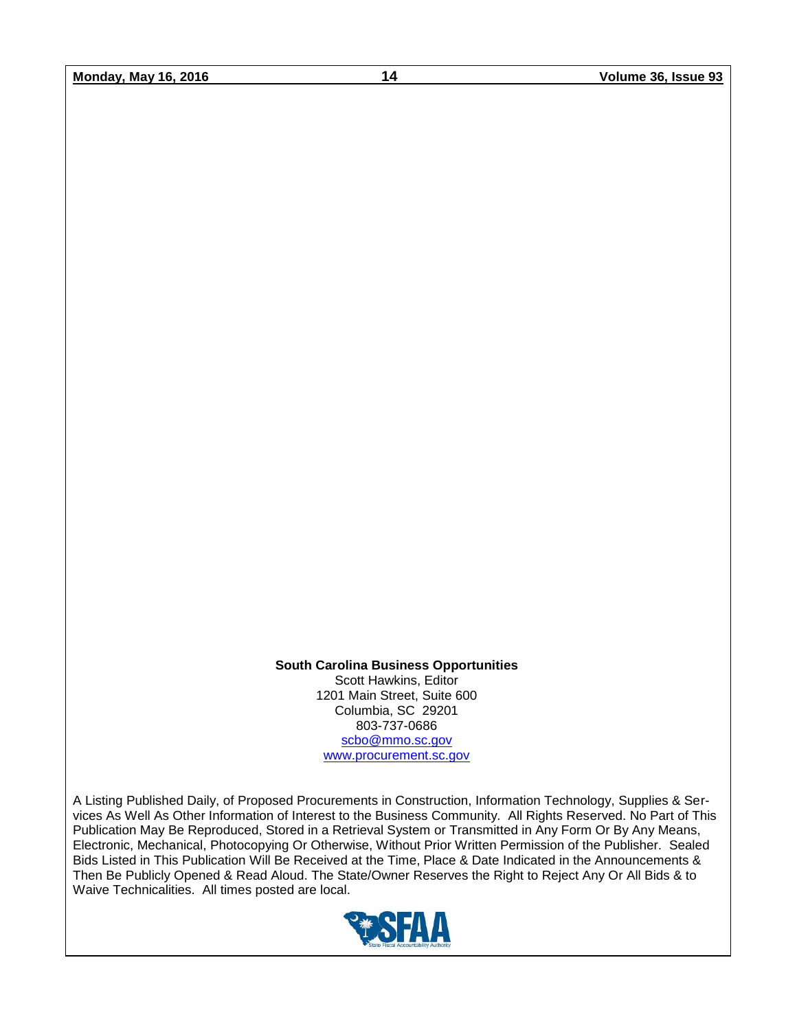**South Carolina Business Opportunities**

Scott Hawkins, Editor
1201 Main Street, Suite 600
Columbia, SC 29201
803-737-0686
scbo@mmo.sc.gov
www.procurement.sc.gov

A Listing Published Daily, of Proposed Procurements in Construction, Information Technology, Supplies & Services As Well As Other Information of Interest to the Business Community. All Rights Reserved. No Part of This Publication May Be Reproduced, Stored in a Retrieval System or Transmitted in Any Form Or By Any Means, Electronic, Mechanical, Photocopying Or Otherwise, Without Prior Written Permission of the Publisher. Sealed Bids Listed in This Publication Will Be Received at the Time, Place & Date Indicated in the Announcements & Then Be Publicly Opened & Read Aloud. The State/Owner Reserves the Right to Reject Any Or All Bids & to Waive Technicalities. All times posted are local.

SFAA
State Fiscal Accountability Authority